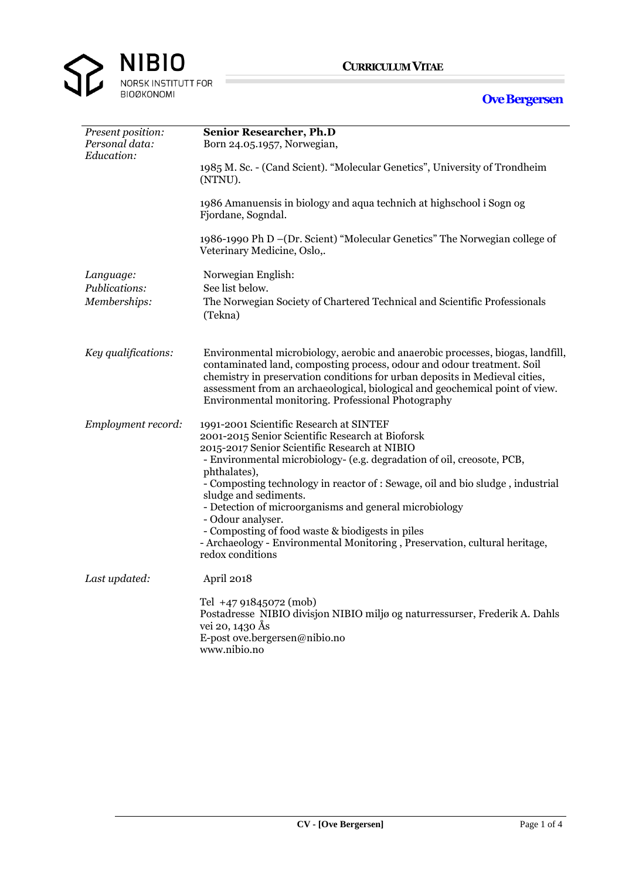NIBIO
NORSK INSTITUTT FOR BIOØKONOMI

**CURRICULUM VITAE**

## Ove Bergersen

| | |
|---|---|
| *Present position:* | **Senior Researcher, Ph.D** |
| *Personal data:* | Born 24.05.1957, Norwegian, |
| *Education:* | 1985 M. Sc. - (Cand Scient). "Molecular Genetics", University of Trondheim (NTNU).<br><br>1986 Amanuensis in biology and aqua technich at highschool i Sogn og Fjordane, Sogndal.<br><br>1986-1990 Ph D –(Dr. Scient) "Molecular Genetics" The Norwegian college of Veterinary Medicine, Oslo,. |
| *Language:* | Norwegian English: |
| *Publications:* | See list below. |
| *Memberships:* | The Norwegian Society of Chartered Technical and Scientific Professionals (Tekna) |
| *Key qualifications:* | Environmental microbiology, aerobic and anaerobic processes, biogas, landfill, contaminated land, composting process, odour and odour treatment. Soil chemistry in preservation conditions for urban deposits in Medieval cities, assessment from an archaeological, biological and geochemical point of view. Environmental monitoring. Professional Photography |
| *Employment record:* | 1991-2001 Scientific Research at SINTEF<br>2001-2015 Senior Scientific Research at Bioforsk<br>2015-2017 Senior Scientific Research at NIBIO<br>- Environmental microbiology- (e.g. degradation of oil, creosote, PCB, phthalates),<br>- Composting technology in reactor of : Sewage, oil and bio sludge , industrial sludge and sediments.<br>- Detection of microorganisms and general microbiology<br>- Odour analyser.<br>- Composting of food waste & biodigests in piles<br>- Archaeology - Environmental Monitoring , Preservation, cultural heritage, redox conditions |
| *Last updated:* | April 2018<br><br>Tel +47 91845072 (mob)<br>Postadresse NIBIO divisjon NIBIO miljø og naturressurser, Frederik A. Dahls vei 20, 1430 Ås<br>E-post ove.bergersen@nibio.no<br>www.nibio.no |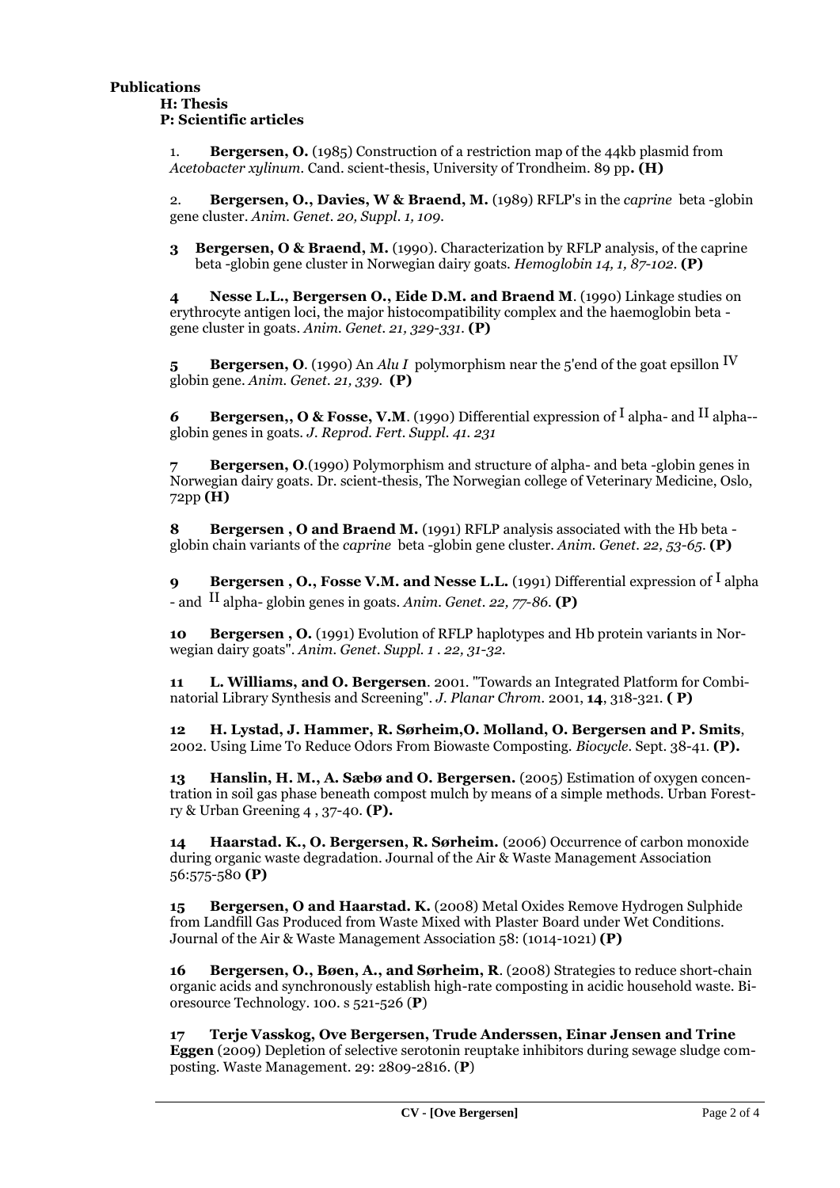**Publications**

**H: Thesis**
**P: Scientific articles**

1. **Bergersen, O.** (1985) Construction of a restriction map of the 44kb plasmid from *Acetobacter xylinum*. Cand. scient-thesis, University of Trondheim. 89 pp**. (H)**

2. **Bergersen, O., Davies, W & Braend, M.** (1989) RFLP's in the *caprine* beta -globin gene cluster. *Anim. Genet. 20, Suppl. 1, 109.*

3 **Bergersen, O & Braend, M.** (1990). Characterization by RFLP analysis, of the caprine beta -globin gene cluster in Norwegian dairy goats. *Hemoglobin 14, 1, 87-102.* **(P)**

4 **Nesse L.L., Bergersen O., Eide D.M. and Braend M**. (1990) Linkage studies on erythrocyte antigen loci, the major histocompatibility complex and the haemoglobin beta - gene cluster in goats. *Anim. Genet. 21, 329-331.* **(P)**

5 **Bergersen, O**. (1990) An *Alu I* polymorphism near the 5'end of the goat epsillon $^{IV}$ globin gene. *Anim. Genet. 21, 339.* **(P)**

*6* **Bergersen,, O & Fosse, V.M**. (1990) Differential expression of $^{I}$ alpha- and $^{II}$ alpha--globin genes in goats. *J. Reprod. Fert. Suppl. 41. 231*

7 **Bergersen, O**.(1990) Polymorphism and structure of alpha- and beta -globin genes in Norwegian dairy goats. Dr. scient-thesis, The Norwegian college of Veterinary Medicine, Oslo, 72pp **(H)**

8 **Bergersen , O and Braend M.** (1991) RFLP analysis associated with the Hb beta - globin chain variants of the *caprine* beta -globin gene cluster. *Anim. Genet. 22, 53-65.* **(P)**

9 **Bergersen , O., Fosse V.M. and Nesse L.L.** (1991) Differential expression of $^{I}$ alpha - and $^{II}$ alpha- globin genes in goats. *Anim. Genet. 22, 77-86.* **(P)**

10 **Bergersen , O.** (1991) Evolution of RFLP haplotypes and Hb protein variants in Norwegian dairy goats". *Anim. Genet. Suppl. 1 . 22, 31-32.*

11 **L. Williams, and O. Bergersen**. 2001. "Towards an Integrated Platform for Combinatorial Library Synthesis and Screening". *J. Planar Chrom.* 2001, **14**, 318-321. **( P)**

12 **H. Lystad, J. Hammer, R. Sørheim,O. Molland, O. Bergersen and P. Smits**, 2002. Using Lime To Reduce Odors From Biowaste Composting. *Biocycle*. Sept. 38-41. **(P).**

13 **Hanslin, H. M., A. Sæbø and O. Bergersen.** (2005) Estimation of oxygen concentration in soil gas phase beneath compost mulch by means of a simple methods. Urban Forestry & Urban Greening 4 , 37-40. **(P).**

14 **Haarstad. K., O. Bergersen, R. Sørheim.** (2006) Occurrence of carbon monoxide during organic waste degradation. Journal of the Air & Waste Management Association 56:575-580 **(P)**

15 **Bergersen, O and Haarstad. K.** (2008) Metal Oxides Remove Hydrogen Sulphide from Landfill Gas Produced from Waste Mixed with Plaster Board under Wet Conditions. Journal of the Air & Waste Management Association 58: (1014-1021) **(P)**

16 **Bergersen, O., Bøen, A., and Sørheim, R**. (2008) Strategies to reduce short-chain organic acids and synchronously establish high-rate composting in acidic household waste. Bioresource Technology. 100. s 521-526 (**P**)

17 **Terje Vasskog, Ove Bergersen, Trude Anderssen, Einar Jensen and Trine Eggen** (2009) Depletion of selective serotonin reuptake inhibitors during sewage sludge composting. Waste Management. 29: 2809-2816. (**P**)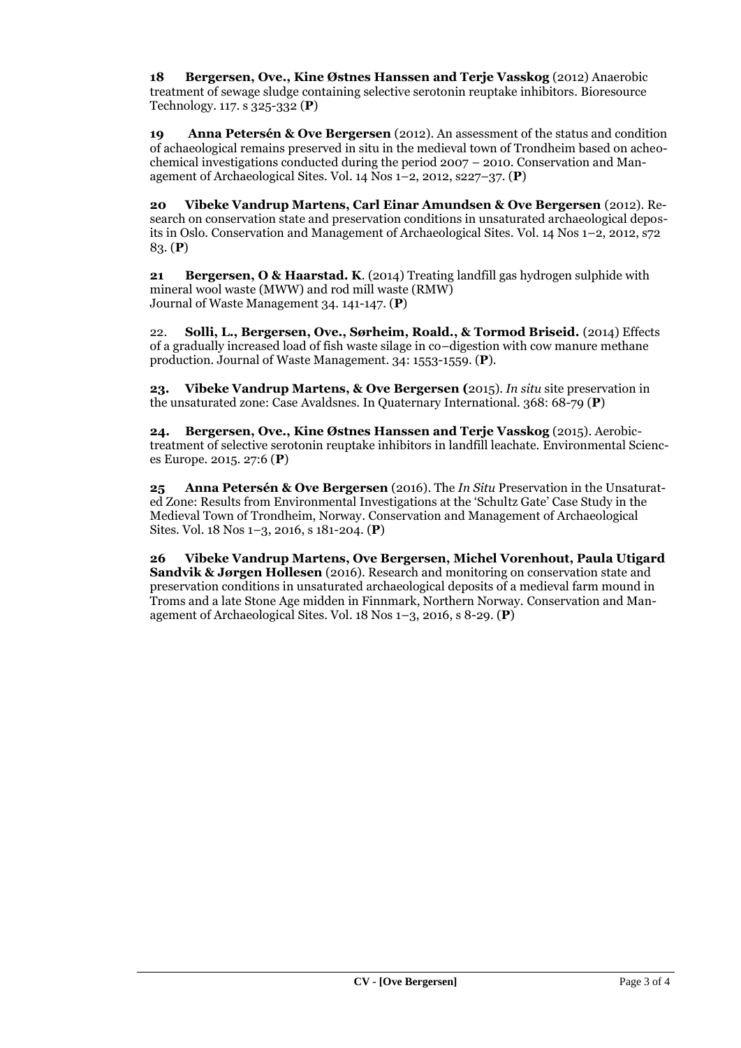**18 Bergersen, Ove., Kine Østnes Hanssen and Terje Vasskog** (2012) Anaerobic treatment of sewage sludge containing selective serotonin reuptake inhibitors. Bioresource Technology. 117. s 325-332 (**P**)

**19 Anna Petersén & Ove Bergersen** (2012). An assessment of the status and condition of achaeological remains preserved in situ in the medieval town of Trondheim based on acheochemical investigations conducted during the period 2007 – 2010. Conservation and Management of Archaeological Sites. Vol. 14 Nos 1–2, 2012, s227–37. (**P**)

**20 Vibeke Vandrup Martens, Carl Einar Amundsen & Ove Bergersen** (2012). Research on conservation state and preservation conditions in unsaturated archaeological deposits in Oslo. Conservation and Management of Archaeological Sites. Vol. 14 Nos 1–2, 2012, s72 83. (**P**)

**21 Bergersen, O & Haarstad. K**. (2014) Treating landfill gas hydrogen sulphide with mineral wool waste (MWW) and rod mill waste (RMW)
Journal of Waste Management 34. 141-147. (**P**)

22. **Solli, L., Bergersen, Ove., Sørheim, Roald., & Tormod Briseid.** (2014) Effects of a gradually increased load of fish waste silage in co–digestion with cow manure methane production. Journal of Waste Management. 34: 1553-1559. (**P**).

**23. Vibeke Vandrup Martens, & Ove Bergersen (**2015). *In situ* site preservation in the unsaturated zone: Case Avaldsnes. In Quaternary International. 368: 68-79 (**P**)

**24. Bergersen, Ove., Kine Østnes Hanssen and Terje Vasskog** (2015). Aerobic-treatment of selective serotonin reuptake inhibitors in landfill leachate. Environmental Sciences Europe. 2015. 27:6 (**P**)

**25 Anna Petersén & Ove Bergersen** (2016). The *In Situ* Preservation in the Unsaturated Zone: Results from Environmental Investigations at the 'Schultz Gate' Case Study in the Medieval Town of Trondheim, Norway. Conservation and Management of Archaeological Sites. Vol. 18 Nos 1–3, 2016, s 181-204. (**P**)

**26 Vibeke Vandrup Martens, Ove Bergersen, Michel Vorenhout, Paula Utigard Sandvik & Jørgen Hollesen** (2016). Research and monitoring on conservation state and preservation conditions in unsaturated archaeological deposits of a medieval farm mound in Troms and a late Stone Age midden in Finnmark, Northern Norway. Conservation and Management of Archaeological Sites. Vol. 18 Nos 1–3, 2016, s 8-29. (**P**)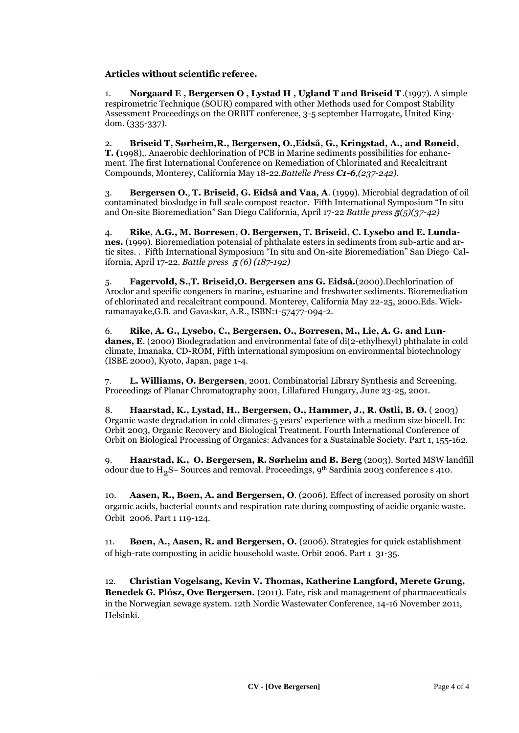**Articles without scientific referee.**

1. **Norgaard E , Bergersen O , Lystad H , Ugland T and Briseid T** .(1997). A simple respirometric Technique (SOUR) compared with other Methods used for Compost Stability Assessment Proceedings on the ORBIT conference, 3-5 september Harrogate, United Kingdom. (335-337).

2. **Briseid T, Sørheim,R., Bergersen, O.,Eidså, G., Kringstad, A., and Røneid, T. (**1998),. Anaerobic dechlorination of PCB in Marine sediments possibilities for enhancment. The first International Conference on Remediation of Chlorinated and Recalcitrant Compounds, Monterey, California May 18-22.*Battelle Press **C1-6**,(237-242).*

3. **Bergersen O.**, **T. Briseid, G. Eidså and Vaa, A**. (1999). Microbial degradation of oil contaminated biosludge in full scale compost reactor. Fifth International Symposium "In situ and On-site Bioremediation" San Diego California, April 17-22 *Battle press **5**(5)(37-42)*

4. **Rike, A.G., M. Borresen, O. Bergersen, T. Briseid, C. Lysebo and E. Lundanes.** (1999). Bioremediation potensial of phthalate esters in sediments from sub-artic and artic sites. . Fifth International Symposium "In situ and On-site Bioremediation" San Diego California, April 17-22. *Battle press **5** (6) (187-192)*

5. **Fagervold, S.,T. Briseid,O. Bergersen ans G. Eidså.**(2000).Dechlorination of Aroclor and specific congeners in marine, estuarine and freshwater sediments. Bioremediation of chlorinated and recalcitrant compound. Monterey, California May 22-25, 2000.Eds. Wickramanayake,G.B. and Gavaskar, A.R., ISBN:1-57477-094-2.

6. **Rike, A. G., Lysebo, C., Bergersen, O., Børresen, M., Lie, A. G. and Lundanes, E**. (2000) Biodegradation and environmental fate of di(2-ethylhexyl) phthalate in cold climate, Imanaka, CD-ROM, Fifth international symposium on environmental biotechnology (ISBE 2000), Kyoto, Japan, page 1-4.

7. **L. Williams, O. Bergersen**, 2001. Combinatorial Library Synthesis and Screening. Proceedings of Planar Chromatography 2001, Lillafured Hungary, June 23-25, 2001.

8. **Haarstad, K., Lystad, H., Bergersen, O., Hammer, J., R. Østli, B. Ø.** ( 2003) Organic waste degradation in cold climates-5 years' experience with a medium size biocell. In: Orbit 2003, Organic Recovery and Biological Treatment. Fourth International Conference of Orbit on Biological Processing of Organics: Advances for a Sustainable Society. Part 1, 155-162.

9. **Haarstad, K., O. Bergersen, R. Sørheim and B. Berg** (2003). Sorted MSW landfill odour due to $H_2S$– Sources and removal. Proceedings, 9th Sardinia 2003 conference s 410.

10. **Aasen, R., Bøen, A. and Bergersen, O**. (2006). Effect of increased porosity on short organic acids, bacterial counts and respiration rate during composting of acidic organic waste. Orbit 2006. Part 1 119-124.

11. **Bøen, A., Aasen, R. and Bergersen, O.** (2006). Strategies for quick establishment of high-rate composting in acidic household waste. Orbit 2006. Part 1 31-35.

12. **Christian Vogelsang, Kevin V. Thomas, Katherine Langford, Merete Grung, Benedek G. Plósz, Ove Bergersen.** (2011). Fate, risk and management of pharmaceuticals in the Norwegian sewage system. 12th Nordic Wastewater Conference, 14-16 November 2011, Helsinki.